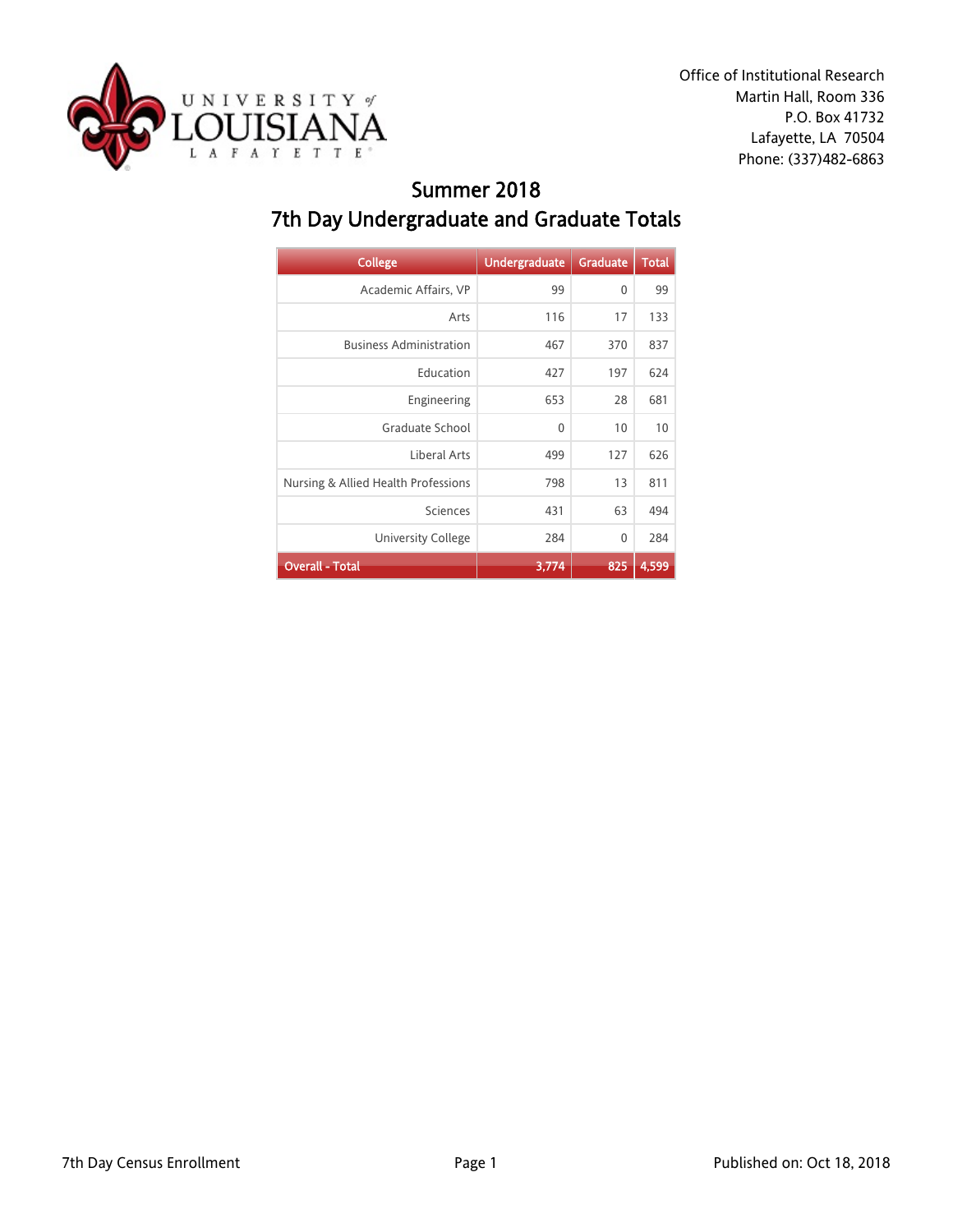Office of Institutional Research
Martin Hall, Room 336
P.O. Box 41732
Lafayette, LA 70504
Phone: (337)482-6863

# Summer 2018

## 7th Day Undergraduate and Graduate Totals

| College | Undergraduate | Graduate | Total |
|---|---|---|---|
| Academic Affairs, VP | 99 | 0 | 99 |
| Arts | 116 | 17 | 133 |
| Business Administration | 467 | 370 | 837 |
| Education | 427 | 197 | 624 |
| Engineering | 653 | 28 | 681 |
| Graduate School | 0 | 10 | 10 |
| Liberal Arts | 499 | 127 | 626 |
| Nursing & Allied Health Professions | 798 | 13 | 811 |
| Sciences | 431 | 63 | 494 |
| University College | 284 | 0 | 284 |
| **Overall - Total** | **3,774** | **825** | **4,599** |

7th Day Census Enrollment

Published on: Oct 18, 2018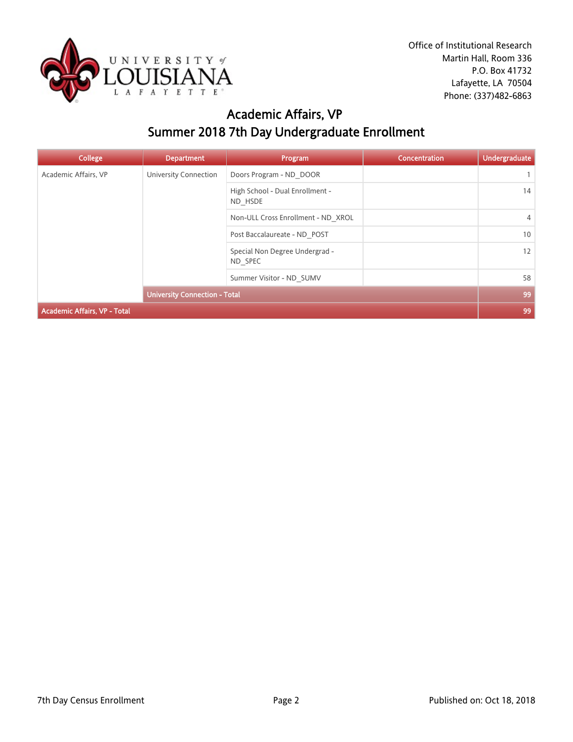Office of Institutional Research
Martin Hall, Room 336
P.O. Box 41732
Lafayette, LA 70504
Phone: (337)482-6863

# Academic Affairs, VP
## Summer 2018 7th Day Undergraduate Enrollment

| College | Department | Program | Concentration | Undergraduate |
|---|---|---|---|---|
| Academic Affairs, VP | University Connection | Doors Program - ND_DOOR | | 1 |
| | | High School - Dual Enrollment - ND_HSDE | | 14 |
| | | Non-ULL Cross Enrollment - ND_XROL | | 4 |
| | | Post Baccalaureate - ND_POST | | 10 |
| | | Special Non Degree Undergrad - ND_SPEC | | 12 |
| | | Summer Visitor - ND_SUMV | | 58 |
| | **University Connection - Total** | | | **99** |
| **Academic Affairs, VP - Total** | | | | **99** |

7th Day Census Enrollment

Published on: Oct 18, 2018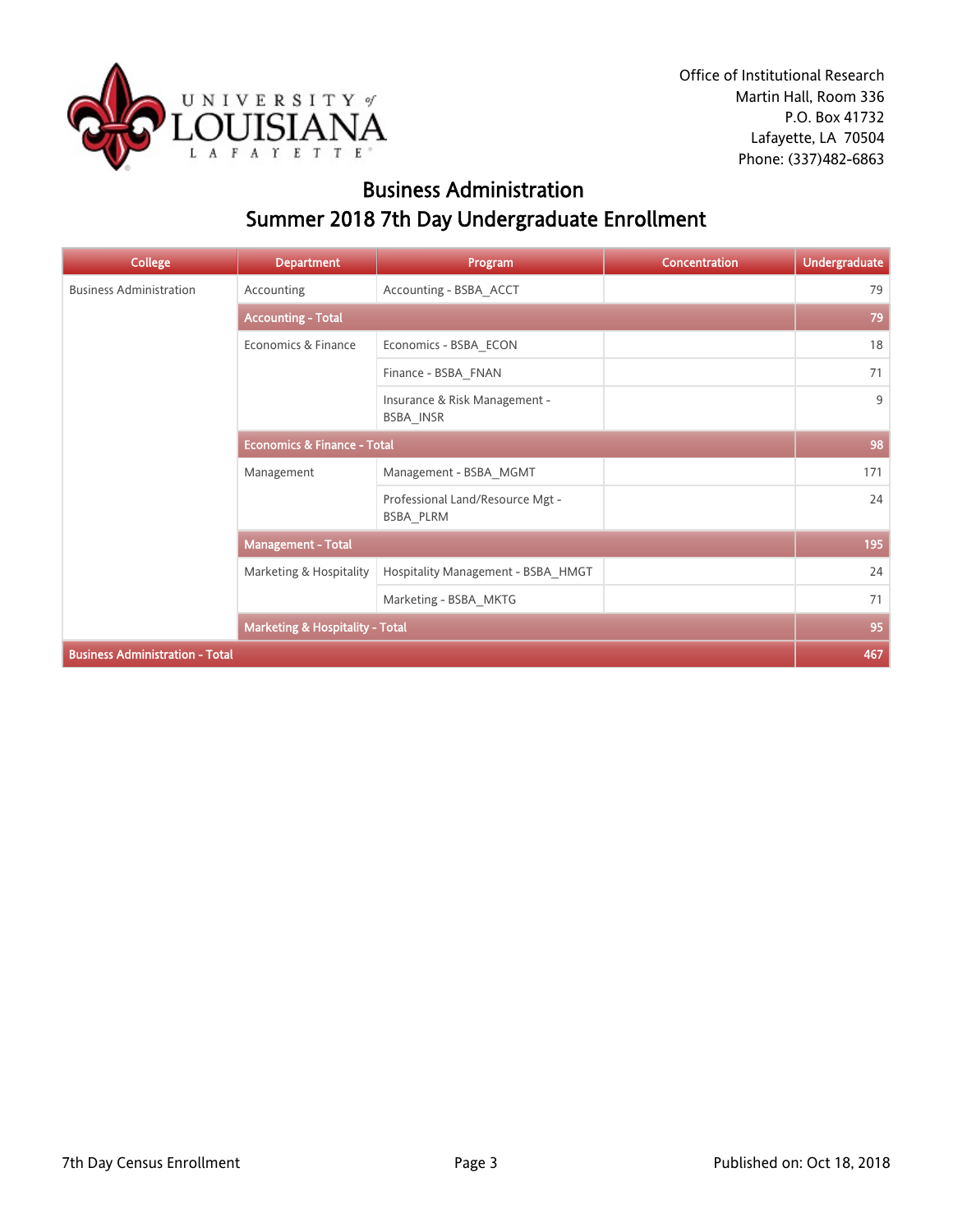Office of Institutional Research
Martin Hall, Room 336
P.O. Box 41732
Lafayette, LA 70504
Phone: (337)482-6863

# Business Administration
## Summer 2018 7th Day Undergraduate Enrollment

| College | Department | Program | Concentration | Undergraduate |
|---|---|---|---|---|
| Business Administration | Accounting | Accounting - BSBA_ACCT | | 79 |
| | **Accounting - Total** | | | **79** |
| | Economics & Finance | Economics - BSBA_ECON | | 18 |
| | | Finance - BSBA_FNAN | | 71 |
| | | Insurance & Risk Management - BSBA_INSR | | 9 |
| | **Economics & Finance - Total** | | | **98** |
| | Management | Management - BSBA_MGMT | | 171 |
| | | Professional Land/Resource Mgt - BSBA_PLRM | | 24 |
| | **Management - Total** | | | **195** |
| | Marketing & Hospitality | Hospitality Management - BSBA_HMGT | | 24 |
| | | Marketing - BSBA_MKTG | | 71 |
| | **Marketing & Hospitality - Total** | | | **95** |
| **Business Administration - Total** | | | | **467** |

7th Day Census Enrollment

Published on: Oct 18, 2018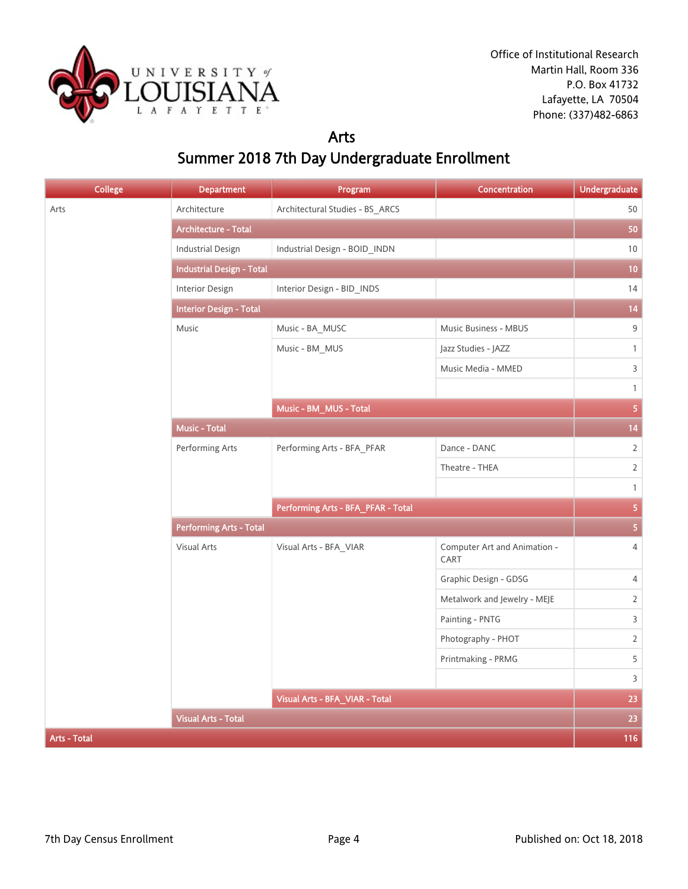Office of Institutional Research
Martin Hall, Room 336
P.O. Box 41732
Lafayette, LA 70504
Phone: (337)482-6863

# Arts

## Summer 2018 7th Day Undergraduate Enrollment

| College | Department | Program | Concentration | Undergraduate |
|---|---|---|---|---|
| Arts | Architecture | Architectural Studies - BS_ARCS | | 50 |
| | Architecture - Total | | | 50 |
| | Industrial Design | Industrial Design - BOID_INDN | | 10 |
| | Industrial Design - Total | | | 10 |
| | Interior Design | Interior Design - BID_INDS | | 14 |
| | Interior Design - Total | | | 14 |
| | Music | Music - BA_MUSC | Music Business - MBUS | 9 |
| | | Music - BM_MUS | Jazz Studies - JAZZ | 1 |
| | | | Music Media - MMED | 3 |
| | | | | 1 |
| | | Music - BM_MUS - Total | | 5 |
| | Music - Total | | | 14 |
| | Performing Arts | Performing Arts - BFA_PFAR | Dance - DANC | 2 |
| | | | Theatre - THEA | 2 |
| | | | | 1 |
| | | Performing Arts - BFA_PFAR - Total | | 5 |
| | Performing Arts - Total | | | 5 |
| | Visual Arts | Visual Arts - BFA_VIAR | Computer Art and Animation - CART | 4 |
| | | | Graphic Design - GDSG | 4 |
| | | | Metalwork and Jewelry - MEJE | 2 |
| | | | Painting - PNTG | 3 |
| | | | Photography - PHOT | 2 |
| | | | Printmaking - PRMG | 5 |
| | | | | 3 |
| | | Visual Arts - BFA_VIAR - Total | | 23 |
| | Visual Arts - Total | | | 23 |
| Arts - Total | | | | 116 |

7th Day Census Enrollment

Published on: Oct 18, 2018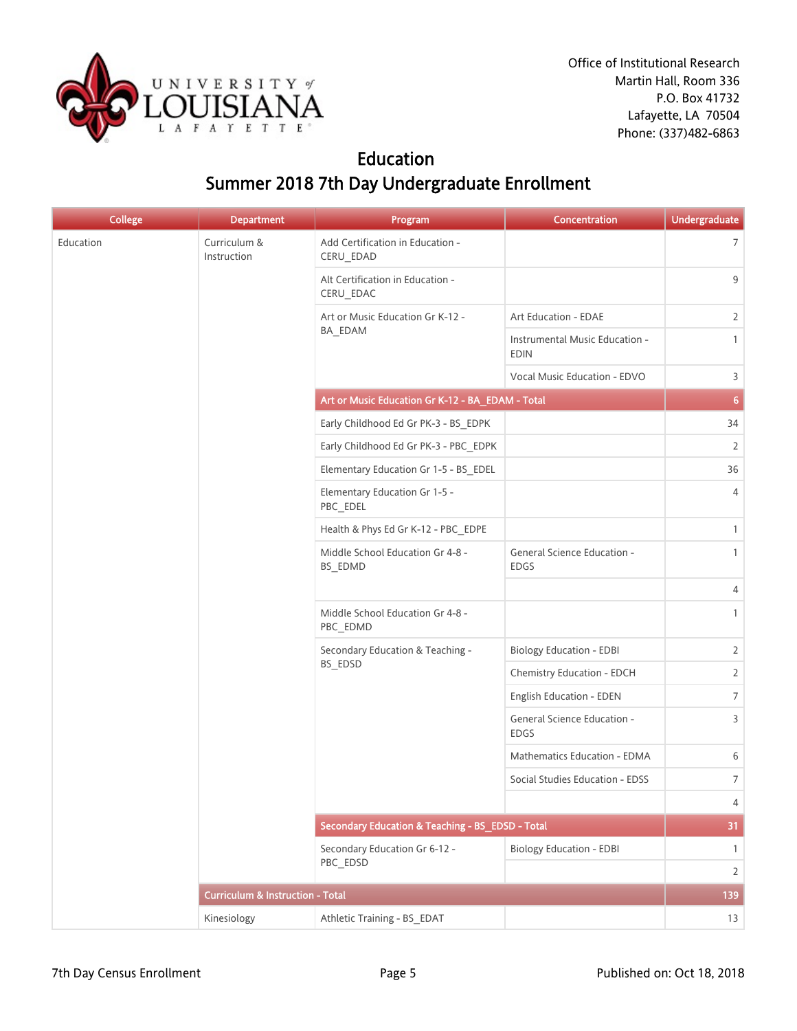Office of Institutional Research
Martin Hall, Room 336
P.O. Box 41732
Lafayette, LA 70504
Phone: (337)482-6863

# Education

## Summer 2018 7th Day Undergraduate Enrollment

| College | Department | Program | Concentration | Undergraduate |
|---|---|---|---|---|
| Education | Curriculum & Instruction | Add Certification in Education - CERU_EDAD | | 7 |
| | | Alt Certification in Education - CERU_EDAC | | 9 |
| | | Art or Music Education Gr K-12 - BA_EDAM | Art Education - EDAE | 2 |
| | | | Instrumental Music Education - EDIN | 1 |
| | | | Vocal Music Education - EDVO | 3 |
| | | **Art or Music Education Gr K-12 - BA_EDAM - Total** | | **6** |
| | | Early Childhood Ed Gr PK-3 - BS_EDPK | | 34 |
| | | Early Childhood Ed Gr PK-3 - PBC_EDPK | | 2 |
| | | Elementary Education Gr 1-5 - BS_EDEL | | 36 |
| | | Elementary Education Gr 1-5 - PBC_EDEL | | 4 |
| | | Health & Phys Ed Gr K-12 - PBC_EDPE | | 1 |
| | | Middle School Education Gr 4-8 - BS_EDMD | General Science Education - EDGS | 1 |
| | | | | 4 |
| | | Middle School Education Gr 4-8 - PBC_EDMD | | 1 |
| | | Secondary Education & Teaching - BS_EDSD | Biology Education - EDBI | 2 |
| | | | Chemistry Education - EDCH | 2 |
| | | | English Education - EDEN | 7 |
| | | | General Science Education - EDGS | 3 |
| | | | Mathematics Education - EDMA | 6 |
| | | | Social Studies Education - EDSS | 7 |
| | | | | 4 |
| | | **Secondary Education & Teaching - BS_EDSD - Total** | | **31** |
| | | Secondary Education Gr 6-12 - PBC_EDSD | Biology Education - EDBI | 1 |
| | | | | 2 |
| | **Curriculum & Instruction - Total** | | | **139** |
| | Kinesiology | Athletic Training - BS_EDAT | | 13 |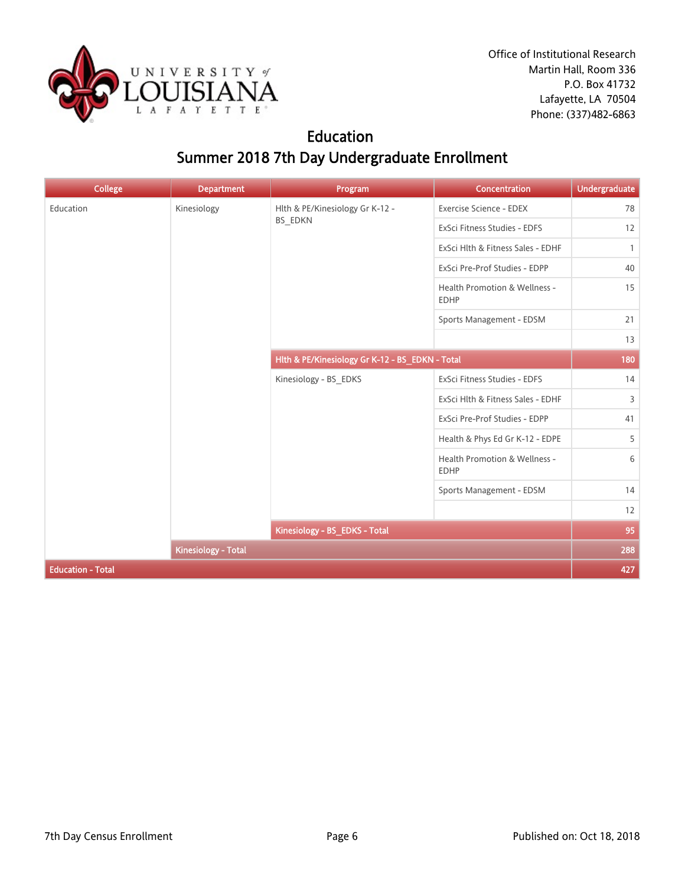Office of Institutional Research
Martin Hall, Room 336
P.O. Box 41732
Lafayette, LA 70504
Phone: (337)482-6863

# Education
## Summer 2018 7th Day Undergraduate Enrollment

| College | Department | Program | Concentration | Undergraduate |
|---|---|---|---|---|
| Education | Kinesiology | Hlth & PE/Kinesiology Gr K-12 - BS_EDKN | Exercise Science - EDEX | 78 |
| | | | ExSci Fitness Studies - EDFS | 12 |
| | | | ExSci Hlth & Fitness Sales - EDHF | 1 |
| | | | ExSci Pre-Prof Studies - EDPP | 40 |
| | | | Health Promotion & Wellness - EDHP | 15 |
| | | | Sports Management - EDSM | 21 |
| | | | | 13 |
| | | **Hlth & PE/Kinesiology Gr K-12 - BS_EDKN - Total** | | **180** |
| | | Kinesiology - BS_EDKS | ExSci Fitness Studies - EDFS | 14 |
| | | | ExSci Hlth & Fitness Sales - EDHF | 3 |
| | | | ExSci Pre-Prof Studies - EDPP | 41 |
| | | | Health & Phys Ed Gr K-12 - EDPE | 5 |
| | | | Health Promotion & Wellness - EDHP | 6 |
| | | | Sports Management - EDSM | 14 |
| | | | | 12 |
| | | **Kinesiology - BS_EDKS - Total** | | **95** |
| | **Kinesiology - Total** | | | **288** |
| **Education - Total** | | | | **427** |

7th Day Census Enrollment

Published on: Oct 18, 2018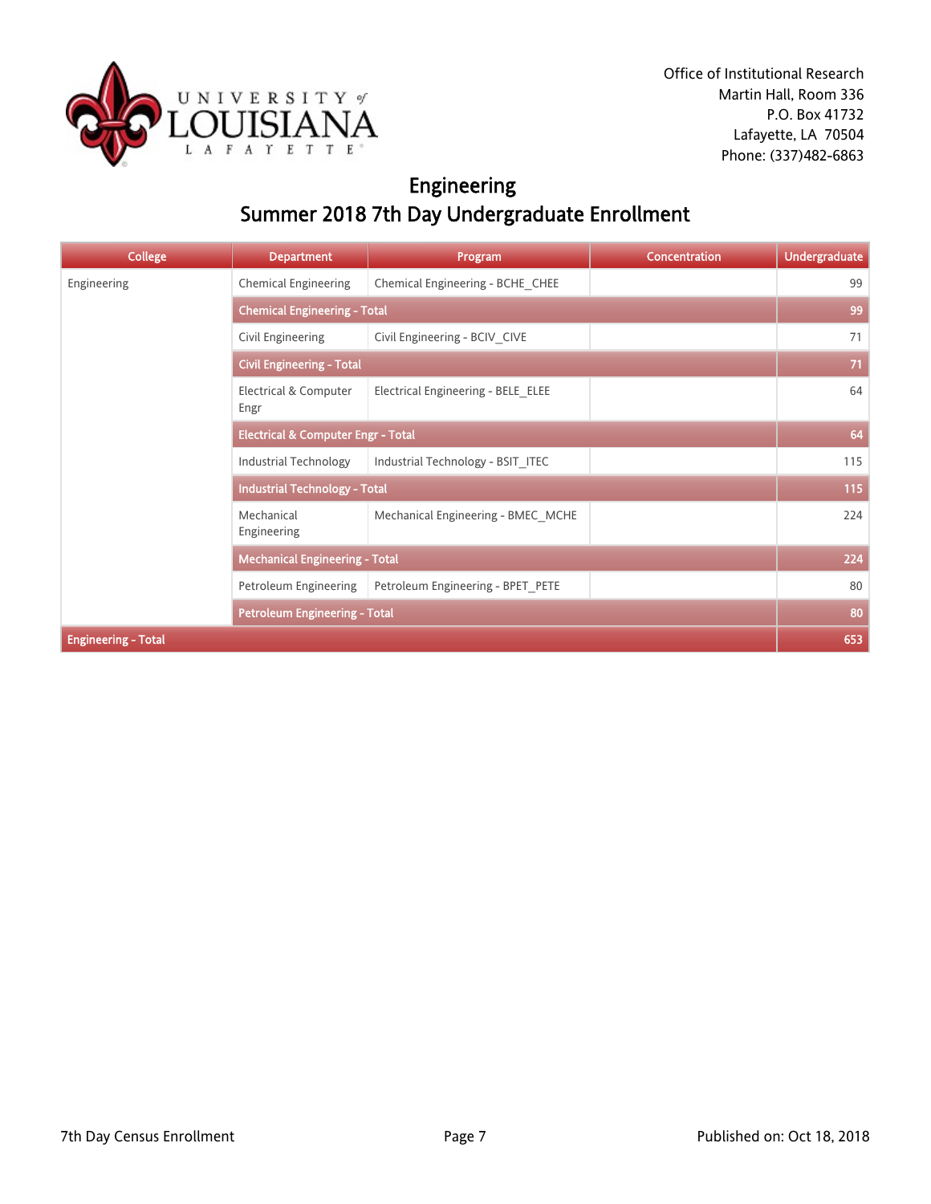Office of Institutional Research
Martin Hall, Room 336
P.O. Box 41732
Lafayette, LA 70504
Phone: (337)482-6863

# Engineering
## Summer 2018 7th Day Undergraduate Enrollment

| College | Department | Program | Concentration | Undergraduate |
|---|---|---|---|---|
| Engineering | Chemical Engineering | Chemical Engineering - BCHE_CHEE | | 99 |
| | **Chemical Engineering - Total** | | | **99** |
| | Civil Engineering | Civil Engineering - BCIV_CIVE | | 71 |
| | **Civil Engineering - Total** | | | **71** |
| | Electrical & Computer Engr | Electrical Engineering - BELE_ELEE | | 64 |
| | **Electrical & Computer Engr - Total** | | | **64** |
| | Industrial Technology | Industrial Technology - BSIT_ITEC | | 115 |
| | **Industrial Technology - Total** | | | **115** |
| | Mechanical Engineering | Mechanical Engineering - BMEC_MCHE | | 224 |
| | **Mechanical Engineering - Total** | | | **224** |
| | Petroleum Engineering | Petroleum Engineering - BPET_PETE | | 80 |
| | **Petroleum Engineering - Total** | | | **80** |
| **Engineering - Total** | | | | **653** |

7th Day Census Enrollment

Published on: Oct 18, 2018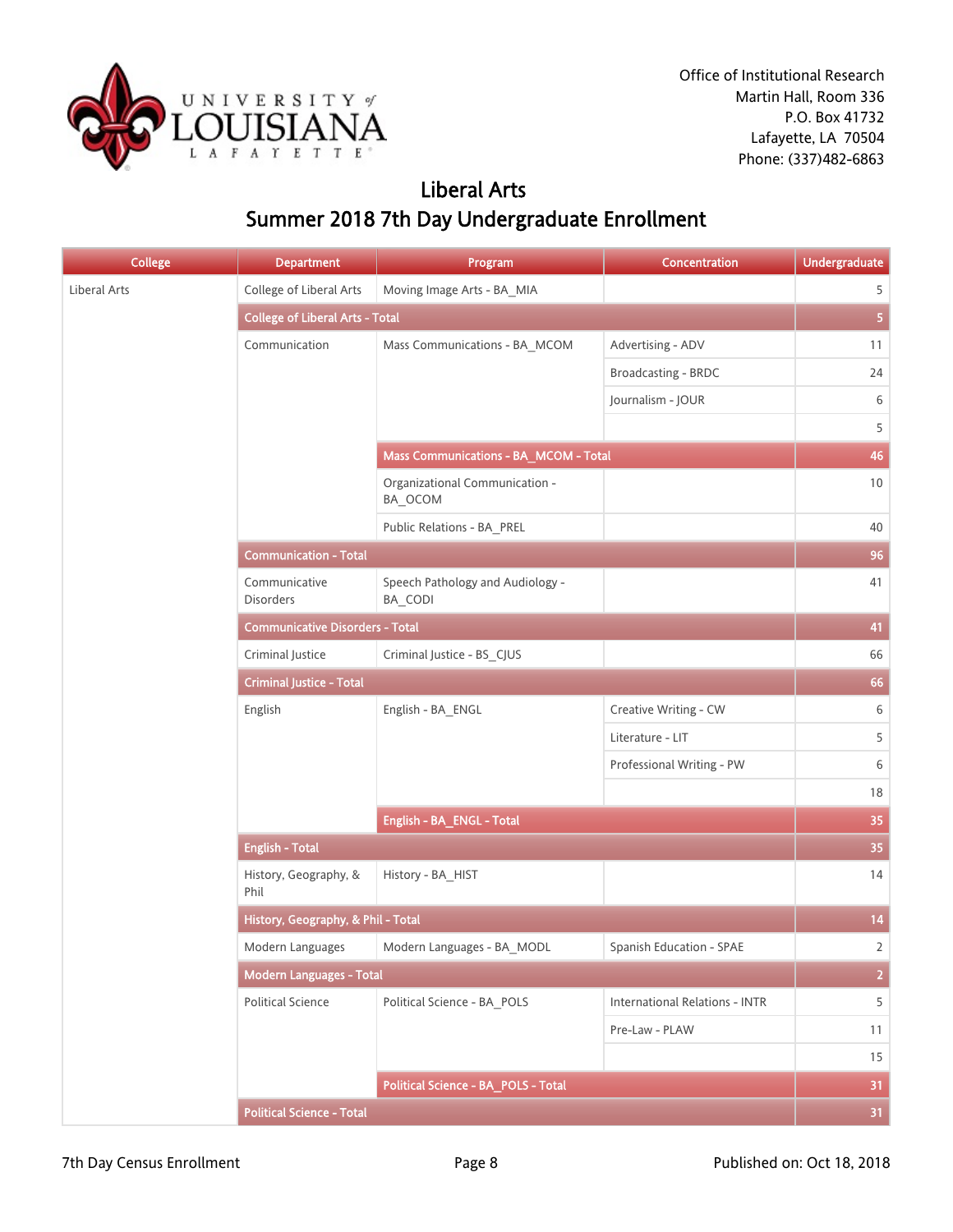Office of Institutional Research
Martin Hall, Room 336
P.O. Box 41732
Lafayette, LA 70504
Phone: (337)482-6863

# Liberal Arts
## Summer 2018 7th Day Undergraduate Enrollment

| College | Department | Program | Concentration | Undergraduate |
|---|---|---|---|---|
| Liberal Arts | College of Liberal Arts | Moving Image Arts - BA_MIA | | 5 |
| | **College of Liberal Arts - Total** | | | **5** |
| | Communication | Mass Communications - BA_MCOM | Advertising - ADV | 11 |
| | | | Broadcasting - BRDC | 24 |
| | | | Journalism - JOUR | 6 |
| | | | | 5 |
| | | **Mass Communications - BA_MCOM - Total** | | **46** |
| | | Organizational Communication - BA_OCOM | | 10 |
| | | Public Relations - BA_PREL | | 40 |
| | **Communication - Total** | | | **96** |
| | Communicative Disorders | Speech Pathology and Audiology - BA_CODI | | 41 |
| | **Communicative Disorders - Total** | | | **41** |
| | Criminal Justice | Criminal Justice - BS_CJUS | | 66 |
| | **Criminal Justice - Total** | | | **66** |
| | English | English - BA_ENGL | Creative Writing - CW | 6 |
| | | | Literature - LIT | 5 |
| | | | Professional Writing - PW | 6 |
| | | | | 18 |
| | | **English - BA_ENGL - Total** | | **35** |
| | **English - Total** | | | **35** |
| | History, Geography, & Phil | History - BA_HIST | | 14 |
| | **History, Geography, & Phil - Total** | | | **14** |
| | Modern Languages | Modern Languages - BA_MODL | Spanish Education - SPAE | 2 |
| | **Modern Languages - Total** | | | **2** |
| | Political Science | Political Science - BA_POLS | International Relations - INTR | 5 |
| | | | Pre-Law - PLAW | 11 |
| | | | | 15 |
| | | **Political Science - BA_POLS - Total** | | **31** |
| | **Political Science - Total** | | | **31** |

7th Day Census Enrollment — Published on: Oct 18, 2018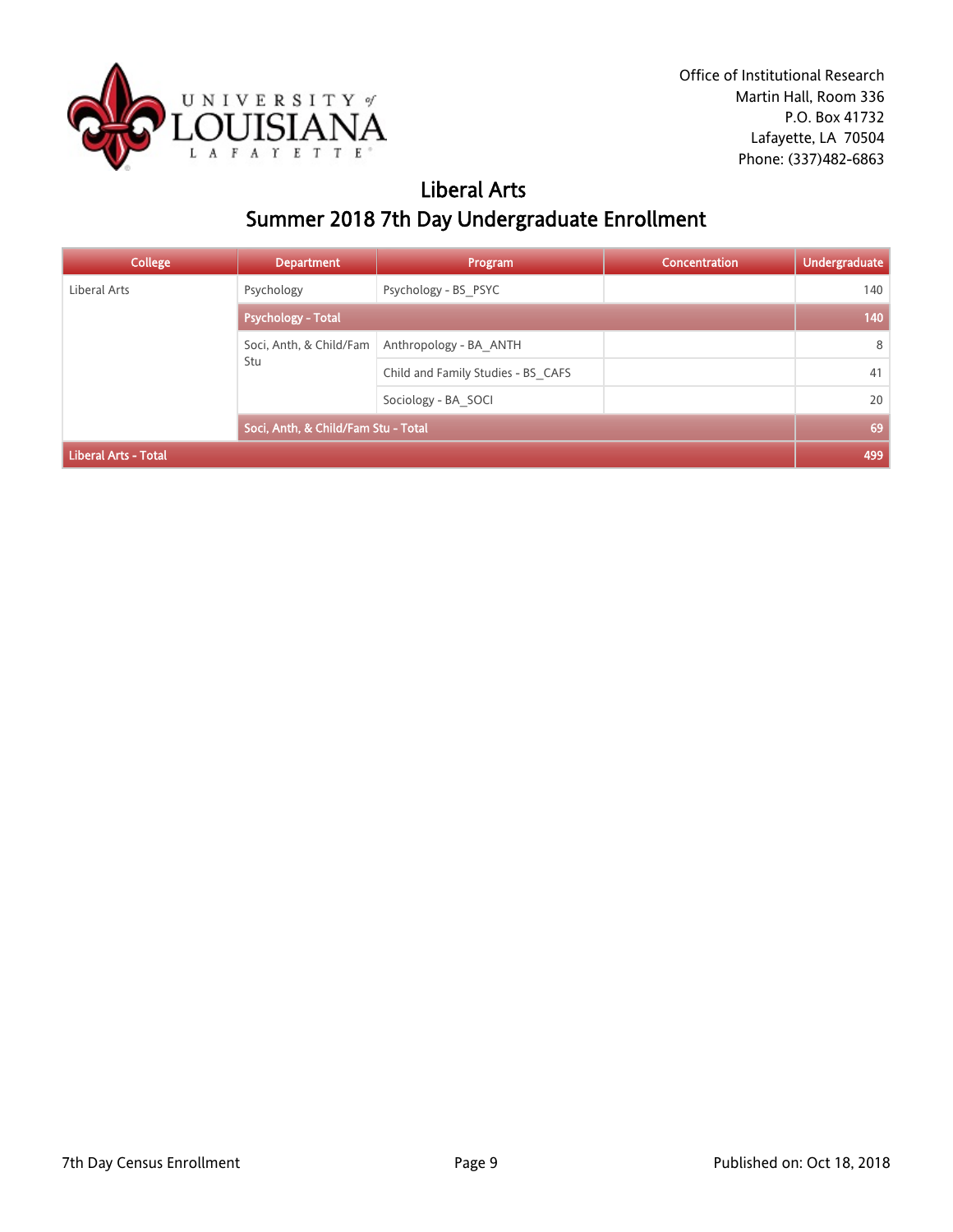Office of Institutional Research
Martin Hall, Room 336
P.O. Box 41732
Lafayette, LA 70504
Phone: (337)482-6863

# Liberal Arts
## Summer 2018 7th Day Undergraduate Enrollment

| College | Department | Program | Concentration | Undergraduate |
|---|---|---|---|---|
| Liberal Arts | Psychology | Psychology - BS_PSYC | | 140 |
| | **Psychology - Total** | | | **140** |
| | Soci, Anth, & Child/Fam Stu | Anthropology - BA_ANTH | | 8 |
| | | Child and Family Studies - BS_CAFS | | 41 |
| | | Sociology - BA_SOCI | | 20 |
| | **Soci, Anth, & Child/Fam Stu - Total** | | | **69** |
| **Liberal Arts - Total** | | | | **499** |

7th Day Census Enrollment

Published on: Oct 18, 2018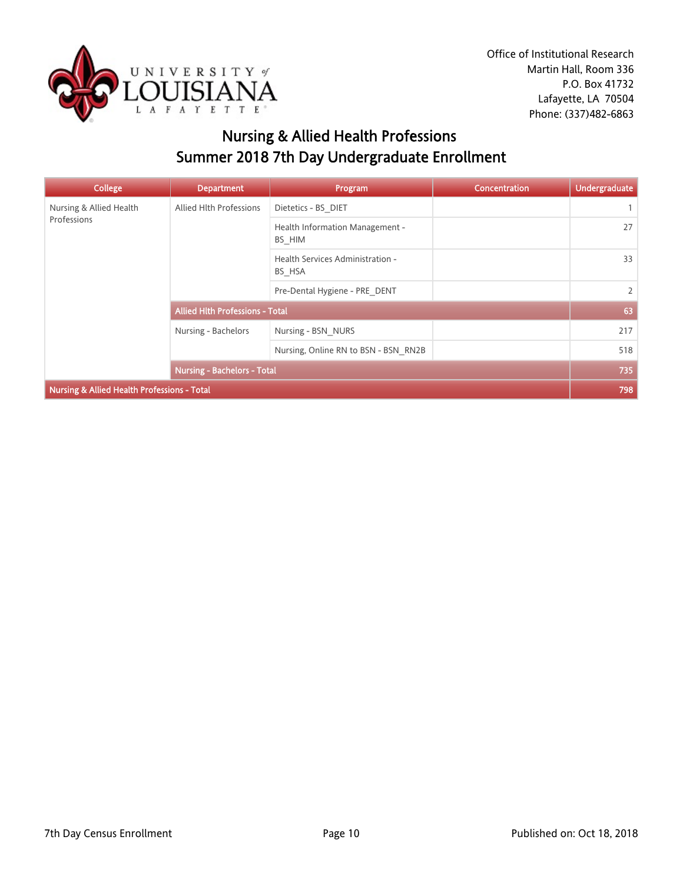Office of Institutional Research
Martin Hall, Room 336
P.O. Box 41732
Lafayette, LA 70504
Phone: (337)482-6863

# Nursing & Allied Health Professions
## Summer 2018 7th Day Undergraduate Enrollment

| College | Department | Program | Concentration | Undergraduate |
|---|---|---|---|---|
| Nursing & Allied Health Professions | Allied Hlth Professions | Dietetics - BS_DIET | | 1 |
| | | Health Information Management - BS_HIM | | 27 |
| | | Health Services Administration - BS_HSA | | 33 |
| | | Pre-Dental Hygiene - PRE_DENT | | 2 |
| | **Allied Hlth Professions - Total** | | | **63** |
| | Nursing - Bachelors | Nursing - BSN_NURS | | 217 |
| | | Nursing, Online RN to BSN - BSN_RN2B | | 518 |
| | **Nursing - Bachelors - Total** | | | **735** |
| **Nursing & Allied Health Professions - Total** | | | | **798** |

7th Day Census Enrollment

Published on: Oct 18, 2018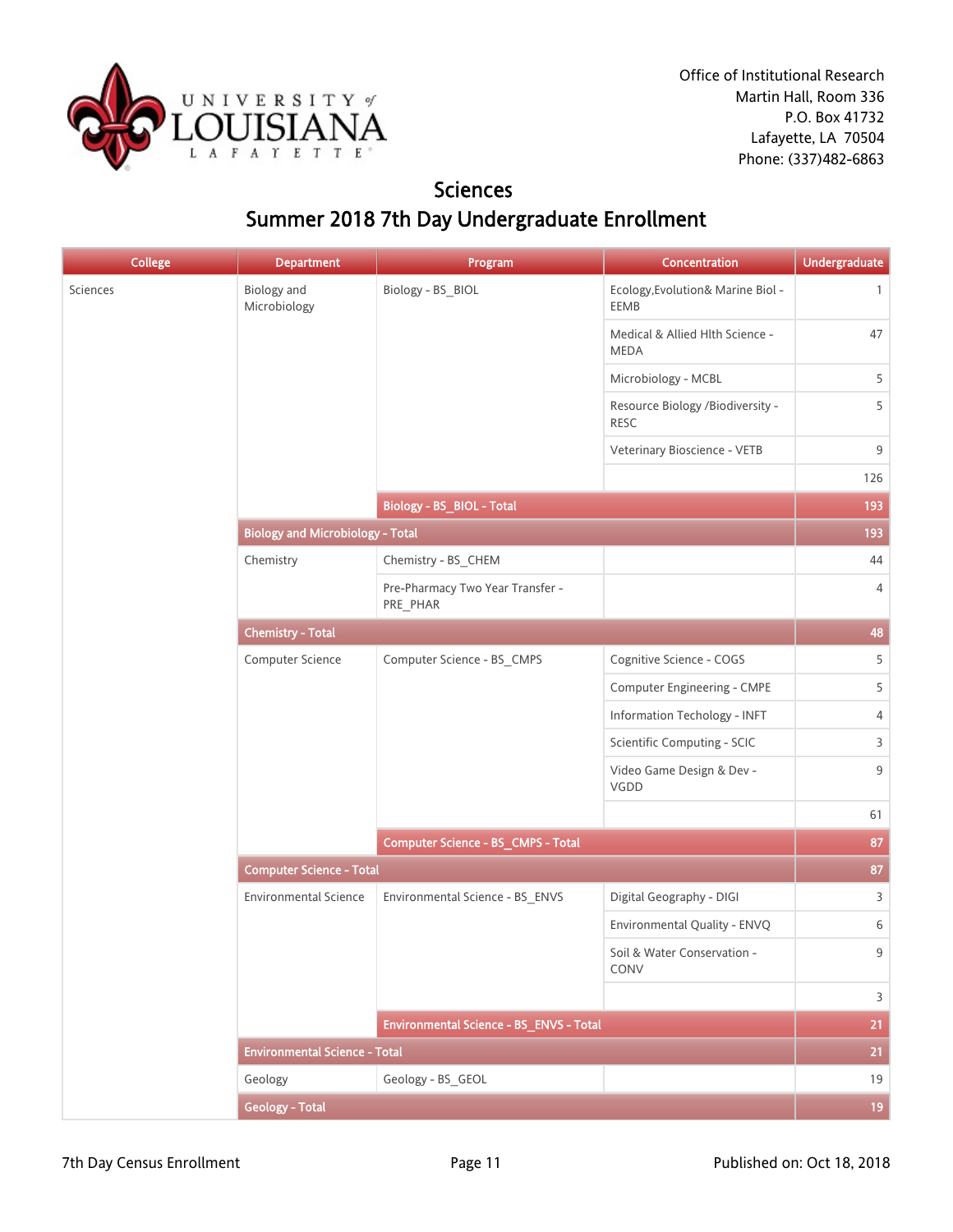Office of Institutional Research
Martin Hall, Room 336
P.O. Box 41732
Lafayette, LA 70504
Phone: (337)482-6863

# Sciences

## Summer 2018 7th Day Undergraduate Enrollment

| College | Department | Program | Concentration | Undergraduate |
|---|---|---|---|---|
| Sciences | Biology and Microbiology | Biology - BS_BIOL | Ecology,Evolution& Marine Biol - EEMB | 1 |
| | | | Medical & Allied Hlth Science - MEDA | 47 |
| | | | Microbiology - MCBL | 5 |
| | | | Resource Biology /Biodiversity - RESC | 5 |
| | | | Veterinary Bioscience - VETB | 9 |
| | | | | 126 |
| | | **Biology - BS_BIOL - Total** | | **193** |
| | **Biology and Microbiology - Total** | | | **193** |
| | Chemistry | Chemistry - BS_CHEM | | 44 |
| | | Pre-Pharmacy Two Year Transfer - PRE_PHAR | | 4 |
| | **Chemistry - Total** | | | **48** |
| | Computer Science | Computer Science - BS_CMPS | Cognitive Science - COGS | 5 |
| | | | Computer Engineering - CMPE | 5 |
| | | | Information Techology - INFT | 4 |
| | | | Scientific Computing - SCIC | 3 |
| | | | Video Game Design & Dev - VGDD | 9 |
| | | | | 61 |
| | | **Computer Science - BS_CMPS - Total** | | **87** |
| | **Computer Science - Total** | | | **87** |
| | Environmental Science | Environmental Science - BS_ENVS | Digital Geography - DIGI | 3 |
| | | | Environmental Quality - ENVQ | 6 |
| | | | Soil & Water Conservation - CONV | 9 |
| | | | | 3 |
| | | **Environmental Science - BS_ENVS - Total** | | **21** |
| | **Environmental Science - Total** | | | **21** |
| | Geology | Geology - BS_GEOL | | 19 |
| | **Geology - Total** | | | **19** |

7th Day Census Enrollment

Published on: Oct 18, 2018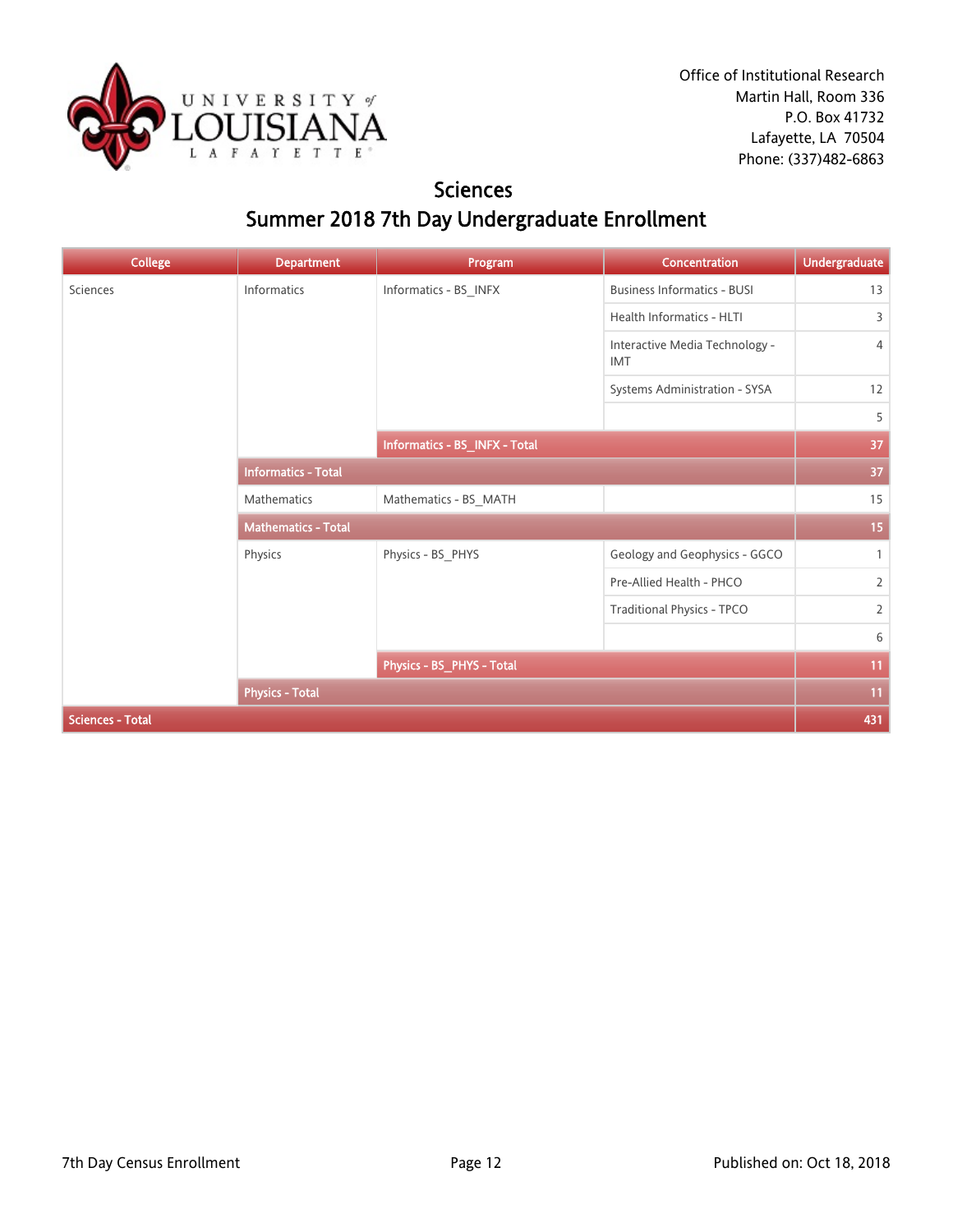Office of Institutional Research
Martin Hall, Room 336
P.O. Box 41732
Lafayette, LA 70504
Phone: (337)482-6863

# Sciences
## Summer 2018 7th Day Undergraduate Enrollment

| College | Department | Program | Concentration | Undergraduate |
|---|---|---|---|---|
| Sciences | Informatics | Informatics - BS_INFX | Business Informatics - BUSI | 13 |
| | | | Health Informatics - HLTI | 3 |
| | | | Interactive Media Technology - IMT | 4 |
| | | | Systems Administration - SYSA | 12 |
| | | | | 5 |
| | | **Informatics - BS_INFX - Total** | | **37** |
| | **Informatics - Total** | | | **37** |
| | Mathematics | Mathematics - BS_MATH | | 15 |
| | **Mathematics - Total** | | | **15** |
| | Physics | Physics - BS_PHYS | Geology and Geophysics - GGCO | 1 |
| | | | Pre-Allied Health - PHCO | 2 |
| | | | Traditional Physics - TPCO | 2 |
| | | | | 6 |
| | | **Physics - BS_PHYS - Total** | | **11** |
| | **Physics - Total** | | | **11** |
| **Sciences - Total** | | | | **431** |

7th Day Census Enrollment

Published on: Oct 18, 2018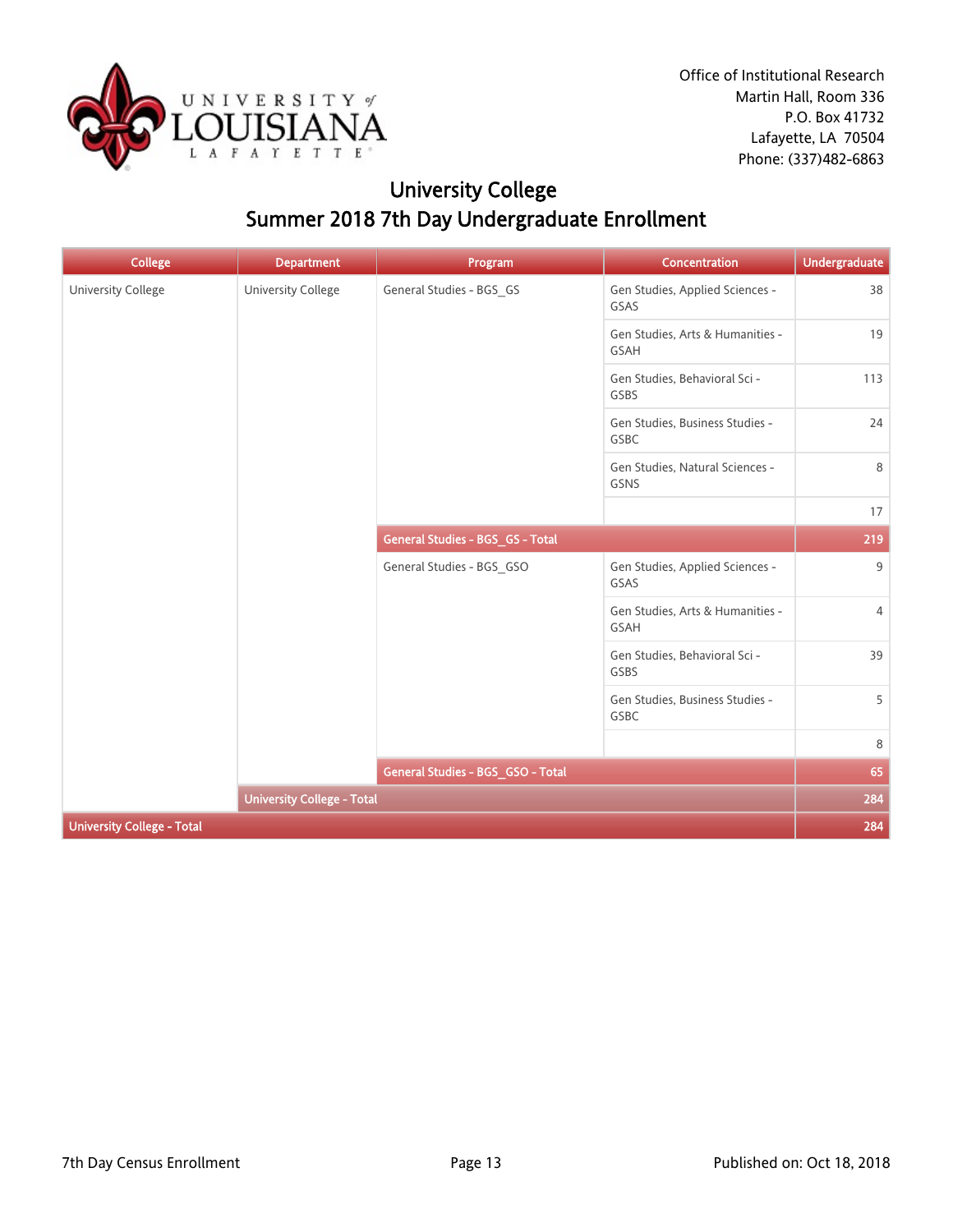Office of Institutional Research
Martin Hall, Room 336
P.O. Box 41732
Lafayette, LA 70504
Phone: (337)482-6863

# University College
## Summer 2018 7th Day Undergraduate Enrollment

| College | Department | Program | Concentration | Undergraduate |
|---|---|---|---|---|
| University College | University College | General Studies - BGS_GS | Gen Studies, Applied Sciences - GSAS | 38 |
| | | | Gen Studies, Arts & Humanities - GSAH | 19 |
| | | | Gen Studies, Behavioral Sci - GSBS | 113 |
| | | | Gen Studies, Business Studies - GSBC | 24 |
| | | | Gen Studies, Natural Sciences - GSNS | 8 |
| | | | | 17 |
| | | **General Studies - BGS_GS - Total** | | **219** |
| | | General Studies - BGS_GSO | Gen Studies, Applied Sciences - GSAS | 9 |
| | | | Gen Studies, Arts & Humanities - GSAH | 4 |
| | | | Gen Studies, Behavioral Sci - GSBS | 39 |
| | | | Gen Studies, Business Studies - GSBC | 5 |
| | | | | 8 |
| | | **General Studies - BGS_GSO - Total** | | **65** |
| | **University College - Total** | | | **284** |
| **University College - Total** | | | | **284** |

7th Day Census Enrollment

Published on: Oct 18, 2018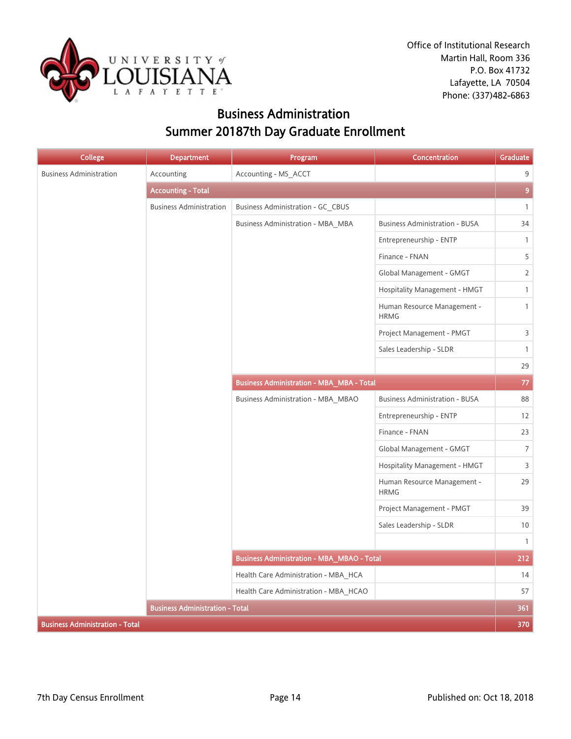Office of Institutional Research
Martin Hall, Room 336
P.O. Box 41732
Lafayette, LA 70504
Phone: (337)482-6863

# Business Administration
## Summer 20187th Day Graduate Enrollment

| College | Department | Program | Concentration | Graduate |
|---|---|---|---|---|
| Business Administration | Accounting | Accounting - MS_ACCT | | 9 |
| | **Accounting - Total** | | | **9** |
| | Business Administration | Business Administration - GC_CBUS | | 1 |
| | | Business Administration - MBA_MBA | Business Administration - BUSA | 34 |
| | | | Entrepreneurship - ENTP | 1 |
| | | | Finance - FNAN | 5 |
| | | | Global Management - GMGT | 2 |
| | | | Hospitality Management - HMGT | 1 |
| | | | Human Resource Management - HRMG | 1 |
| | | | Project Management - PMGT | 3 |
| | | | Sales Leadership - SLDR | 1 |
| | | | | 29 |
| | | **Business Administration - MBA_MBA - Total** | | **77** |
| | | Business Administration - MBA_MBAO | Business Administration - BUSA | 88 |
| | | | Entrepreneurship - ENTP | 12 |
| | | | Finance - FNAN | 23 |
| | | | Global Management - GMGT | 7 |
| | | | Hospitality Management - HMGT | 3 |
| | | | Human Resource Management - HRMG | 29 |
| | | | Project Management - PMGT | 39 |
| | | | Sales Leadership - SLDR | 10 |
| | | | | 1 |
| | | **Business Administration - MBA_MBAO - Total** | | **212** |
| | | Health Care Administration - MBA_HCA | | 14 |
| | | Health Care Administration - MBA_HCAO | | 57 |
| | **Business Administration - Total** | | | **361** |
| **Business Administration - Total** | | | | **370** |

7th Day Census Enrollment

Published on: Oct 18, 2018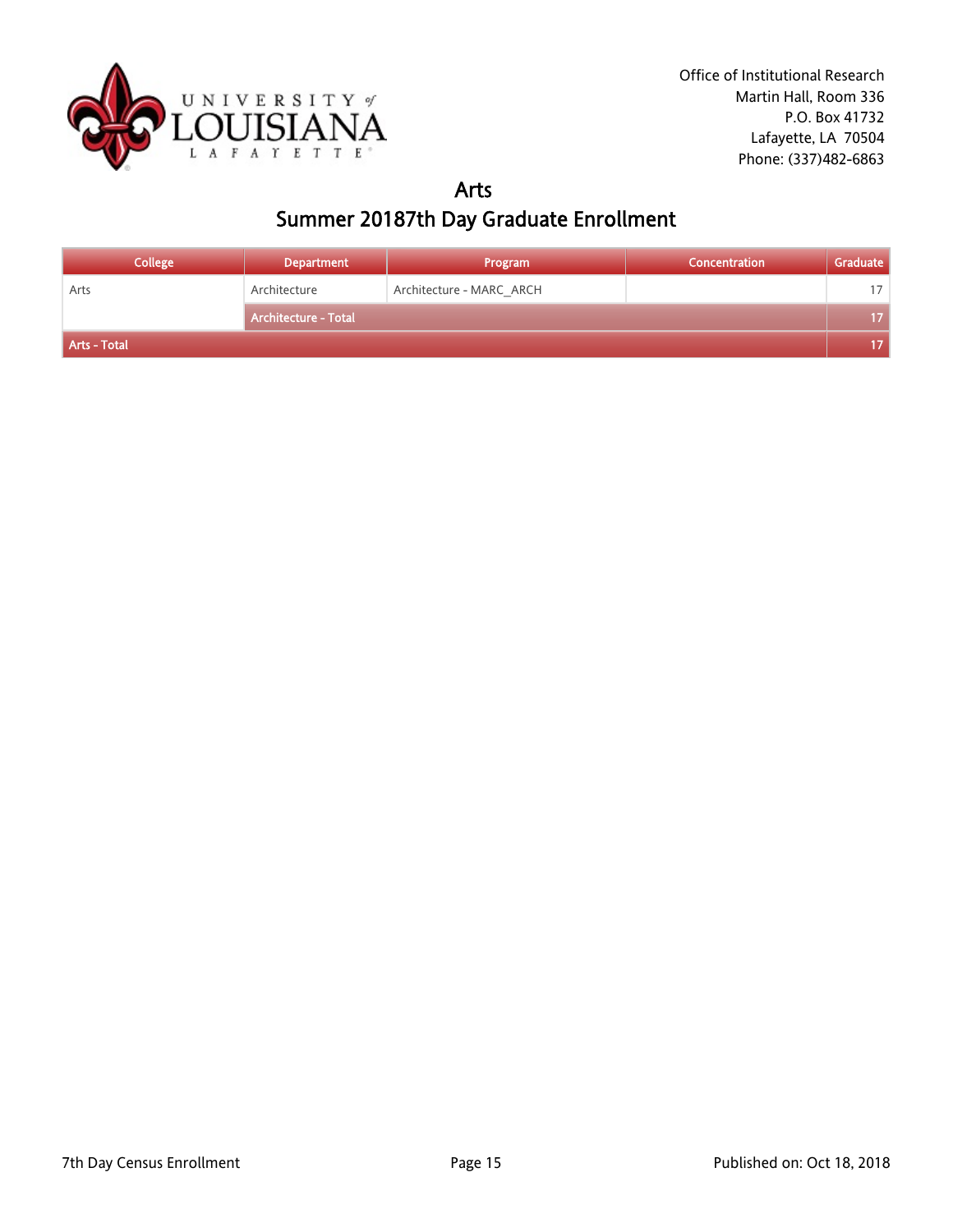Office of Institutional Research
Martin Hall, Room 336
P.O. Box 41732
Lafayette, LA 70504
Phone: (337)482-6863

# Arts

## Summer 20187th Day Graduate Enrollment

| College | Department | Program | Concentration | Graduate |
|---|---|---|---|---|
| Arts | Architecture | Architecture - MARC_ARCH | | 17 |
| | Architecture - Total | | | 17 |
| Arts - Total | | | | 17 |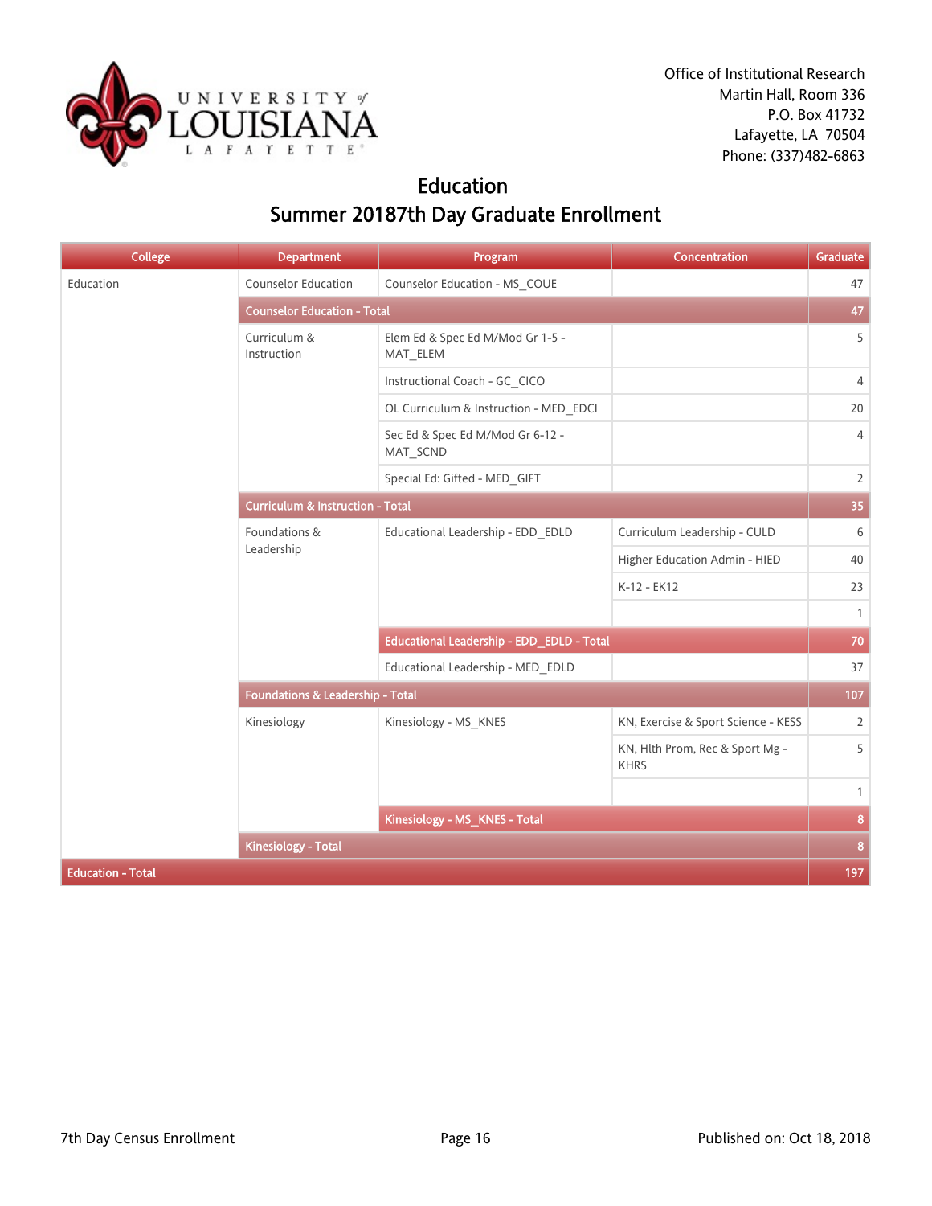Office of Institutional Research
Martin Hall, Room 336
P.O. Box 41732
Lafayette, LA 70504
Phone: (337)482-6863

# Education
## Summer 20187th Day Graduate Enrollment

| College | Department | Program | Concentration | Graduate |
|---|---|---|---|---|
| Education | Counselor Education | Counselor Education - MS_COUE | | 47 |
| | Counselor Education - Total | | | 47 |
| | Curriculum & Instruction | Elem Ed & Spec Ed M/Mod Gr 1-5 - MAT_ELEM | | 5 |
| | | Instructional Coach - GC_CICO | | 4 |
| | | OL Curriculum & Instruction - MED_EDCI | | 20 |
| | | Sec Ed & Spec Ed M/Mod Gr 6-12 - MAT_SCND | | 4 |
| | | Special Ed: Gifted - MED_GIFT | | 2 |
| | Curriculum & Instruction - Total | | | 35 |
| | Foundations & Leadership | Educational Leadership - EDD_EDLD | Curriculum Leadership - CULD | 6 |
| | | | Higher Education Admin - HIED | 40 |
| | | | K-12 - EK12 | 23 |
| | | | | 1 |
| | | Educational Leadership - EDD_EDLD - Total | | 70 |
| | | Educational Leadership - MED_EDLD | | 37 |
| | Foundations & Leadership - Total | | | 107 |
| | Kinesiology | Kinesiology - MS_KNES | KN, Exercise & Sport Science - KESS | 2 |
| | | | KN, Hlth Prom, Rec & Sport Mg - KHRS | 5 |
| | | | | 1 |
| | | Kinesiology - MS_KNES - Total | | 8 |
| | Kinesiology - Total | | | 8 |
| Education - Total | | | | 197 |

7th Day Census Enrollment — Published on: Oct 18, 2018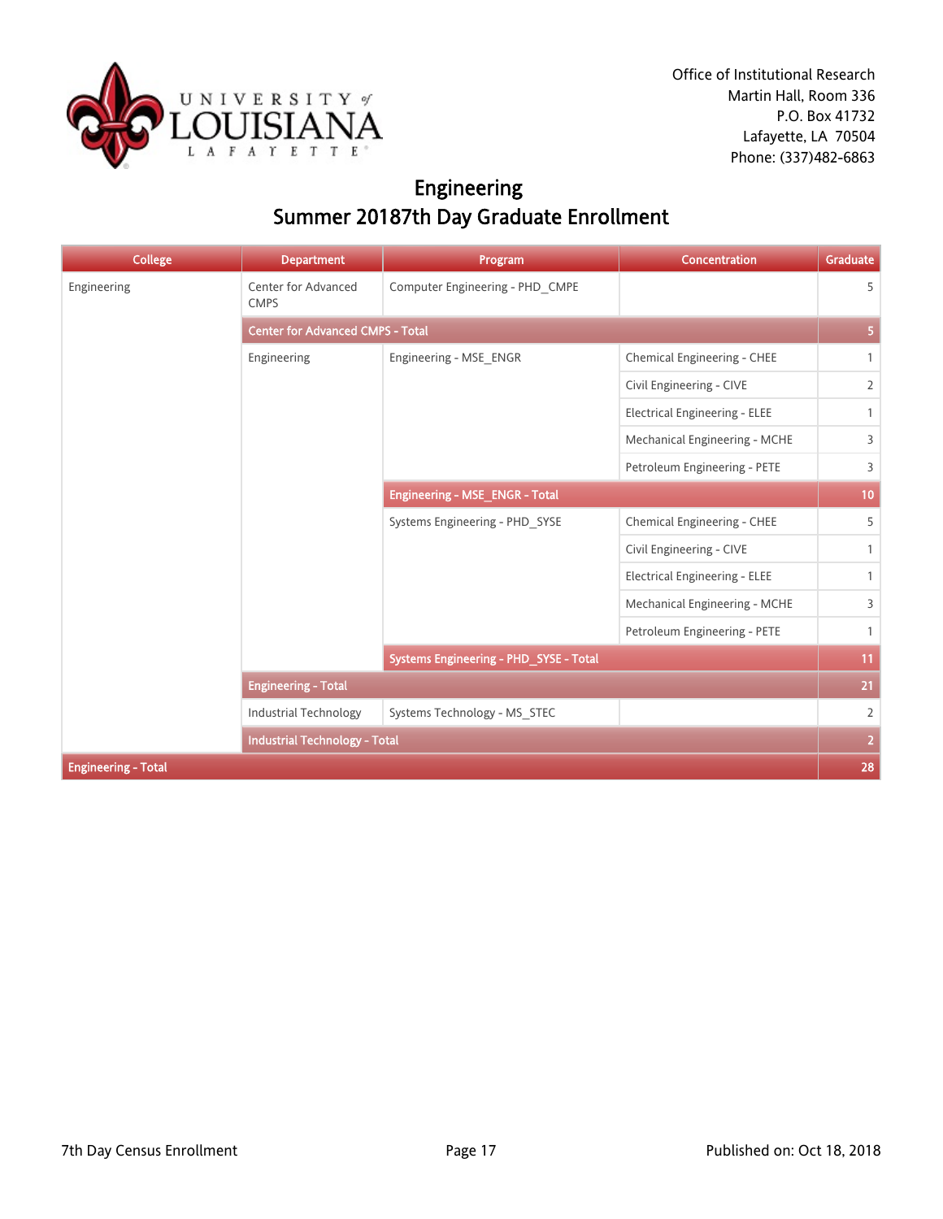Office of Institutional Research
Martin Hall, Room 336
P.O. Box 41732
Lafayette, LA 70504
Phone: (337)482-6863

# Engineering
## Summer 20187th Day Graduate Enrollment

| College | Department | Program | Concentration | Graduate |
|---|---|---|---|---|
| Engineering | Center for Advanced CMPS | Computer Engineering - PHD_CMPE | | 5 |
| | Center for Advanced CMPS - Total | | | 5 |
| | Engineering | Engineering - MSE_ENGR | Chemical Engineering - CHEE | 1 |
| | | | Civil Engineering - CIVE | 2 |
| | | | Electrical Engineering - ELEE | 1 |
| | | | Mechanical Engineering - MCHE | 3 |
| | | | Petroleum Engineering - PETE | 3 |
| | | Engineering - MSE_ENGR - Total | | 10 |
| | | Systems Engineering - PHD_SYSE | Chemical Engineering - CHEE | 5 |
| | | | Civil Engineering - CIVE | 1 |
| | | | Electrical Engineering - ELEE | 1 |
| | | | Mechanical Engineering - MCHE | 3 |
| | | | Petroleum Engineering - PETE | 1 |
| | | Systems Engineering - PHD_SYSE - Total | | 11 |
| | Engineering - Total | | | 21 |
| | Industrial Technology | Systems Technology - MS_STEC | | 2 |
| | Industrial Technology - Total | | | 2 |
| Engineering - Total | | | | 28 |

7th Day Census Enrollment

Published on: Oct 18, 2018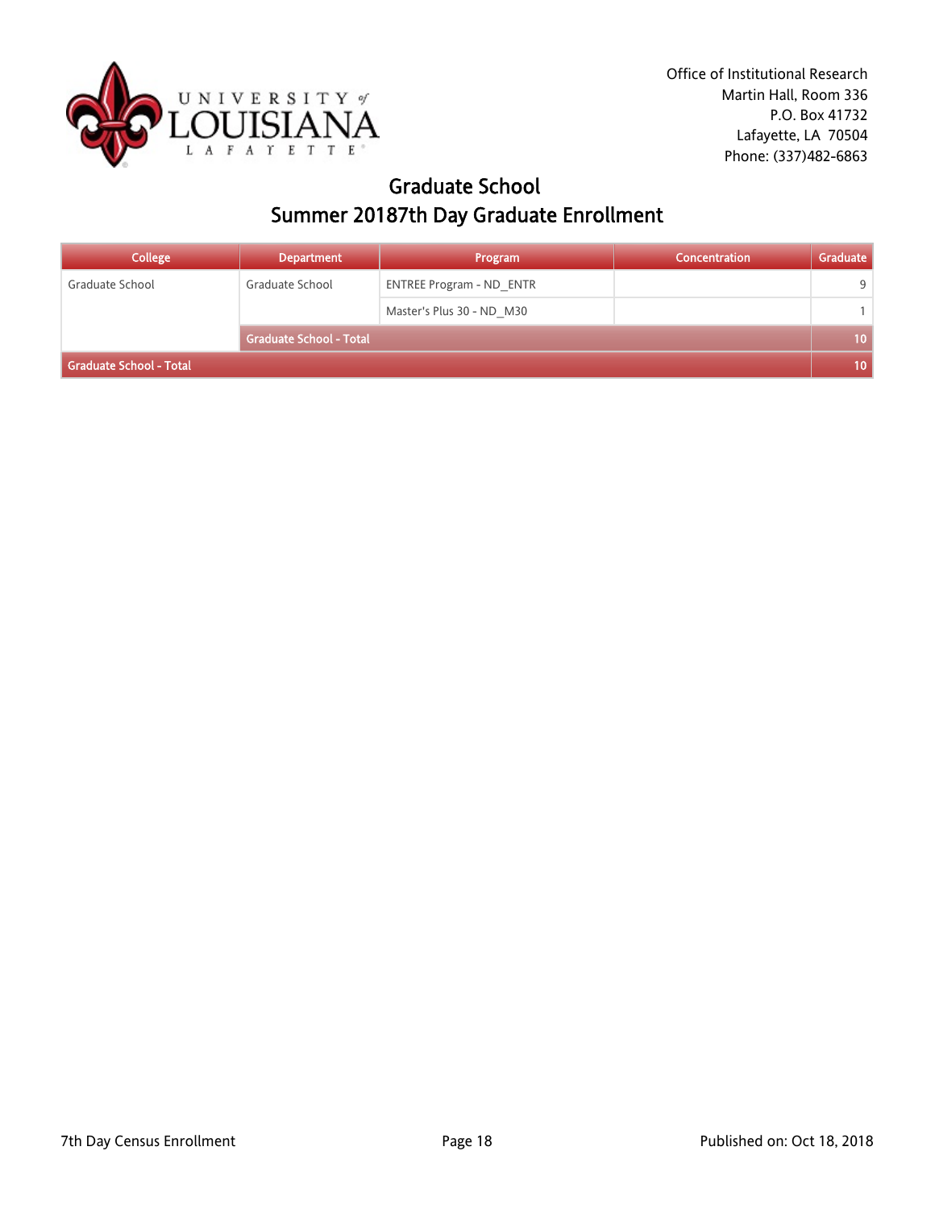Office of Institutional Research
Martin Hall, Room 336
P.O. Box 41732
Lafayette, LA 70504
Phone: (337)482-6863

# Graduate School
## Summer 20187th Day Graduate Enrollment

| College | Department | Program | Concentration | Graduate |
|---|---|---|---|---|
| Graduate School | Graduate School | ENTREE Program - ND_ENTR | | 9 |
| | | Master's Plus 30 - ND_M30 | | 1 |
| | **Graduate School - Total** | | | **10** |
| **Graduate School - Total** | | | | **10** |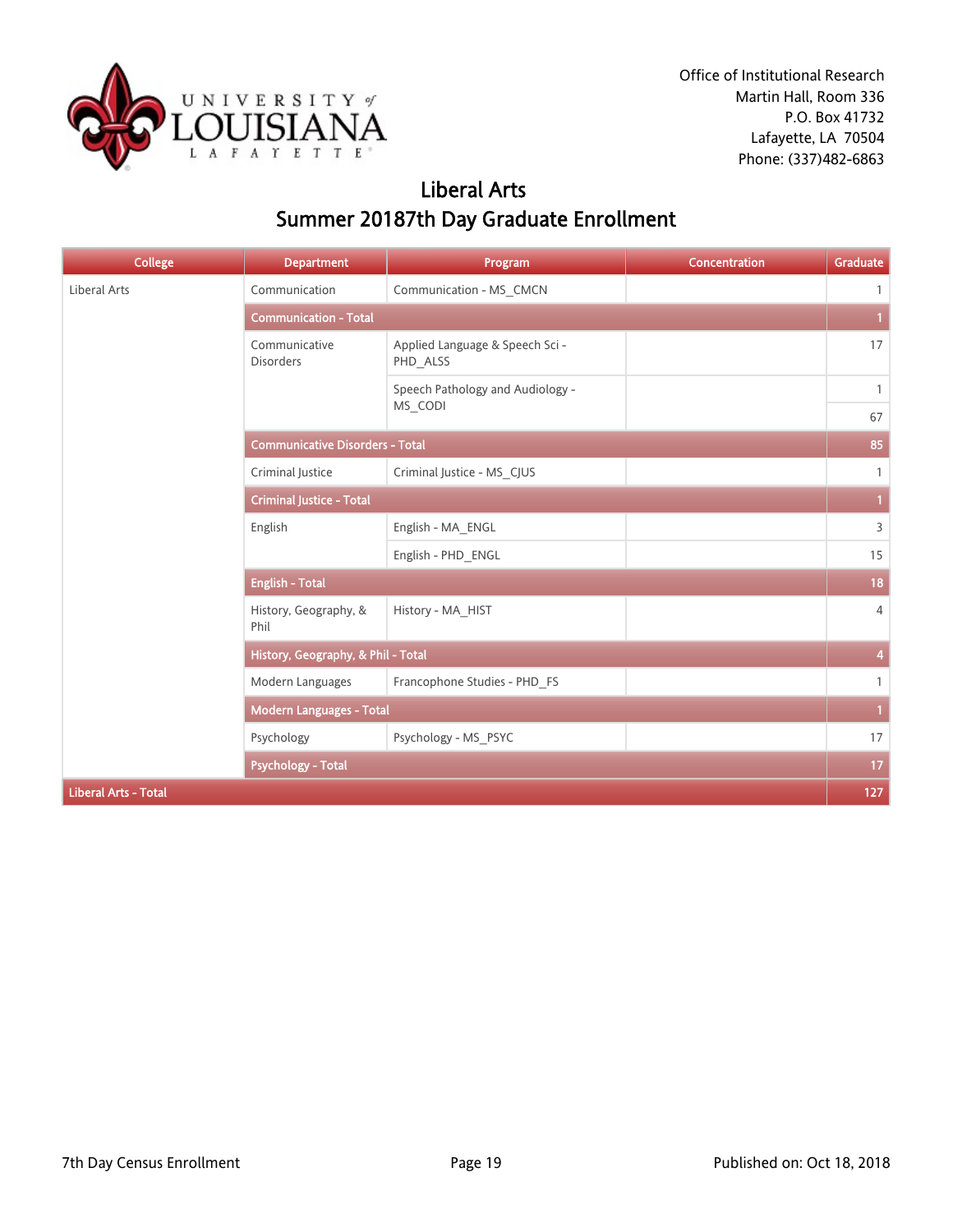Office of Institutional Research
Martin Hall, Room 336
P.O. Box 41732
Lafayette, LA 70504
Phone: (337)482-6863

# Liberal Arts
## Summer 20187th Day Graduate Enrollment

| College | Department | Program | Concentration | Graduate |
|---|---|---|---|---|
| Liberal Arts | Communication | Communication - MS_CMCN | | 1 |
| | **Communication - Total** | | | **1** |
| | Communicative Disorders | Applied Language & Speech Sci - PHD_ALSS | | 17 |
| | | Speech Pathology and Audiology - MS_CODI | | 1 |
| | | | | 67 |
| | **Communicative Disorders - Total** | | | **85** |
| | Criminal Justice | Criminal Justice - MS_CJUS | | 1 |
| | **Criminal Justice - Total** | | | **1** |
| | English | English - MA_ENGL | | 3 |
| | | English - PHD_ENGL | | 15 |
| | **English - Total** | | | **18** |
| | History, Geography, & Phil | History - MA_HIST | | 4 |
| | **History, Geography, & Phil - Total** | | | **4** |
| | Modern Languages | Francophone Studies - PHD_FS | | 1 |
| | **Modern Languages - Total** | | | **1** |
| | Psychology | Psychology - MS_PSYC | | 17 |
| | **Psychology - Total** | | | **17** |
| **Liberal Arts - Total** | | | | **127** |

7th Day Census Enrollment

Published on: Oct 18, 2018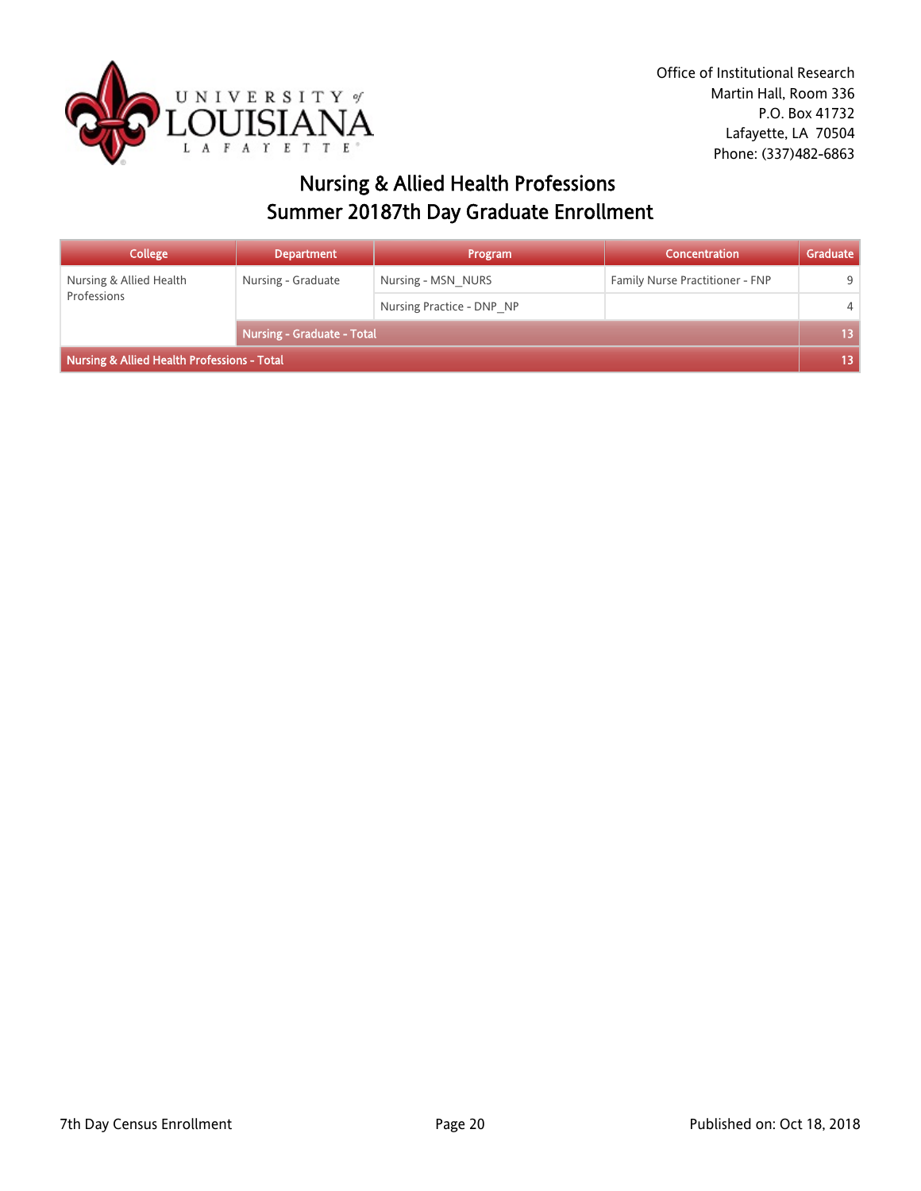Office of Institutional Research
Martin Hall, Room 336
P.O. Box 41732
Lafayette, LA 70504
Phone: (337)482-6863

# Nursing & Allied Health Professions
## Summer 20187th Day Graduate Enrollment

| College | Department | Program | Concentration | Graduate |
|---|---|---|---|---|
| Nursing & Allied Health Professions | Nursing - Graduate | Nursing - MSN_NURS | Family Nurse Practitioner - FNP | 9 |
| | | Nursing Practice - DNP_NP | | 4 |
| | **Nursing - Graduate - Total** | | | **13** |
| **Nursing & Allied Health Professions - Total** | | | | **13** |

7th Day Census Enrollment

Published on: Oct 18, 2018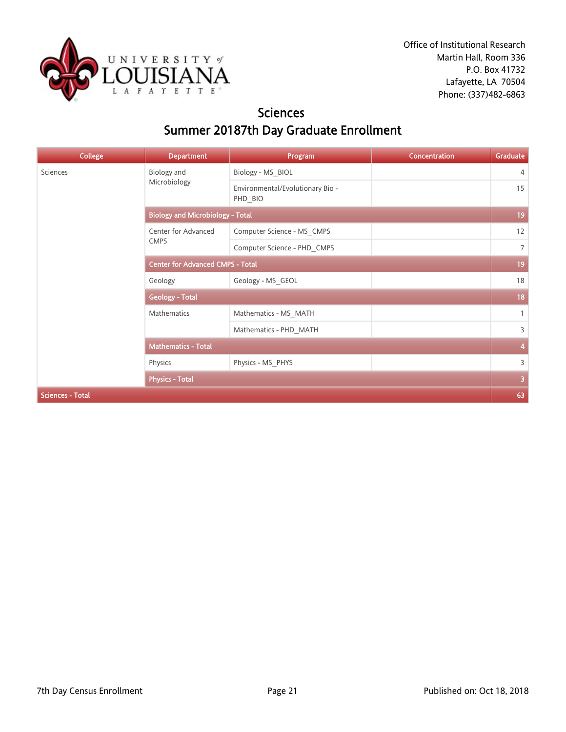Office of Institutional Research
Martin Hall, Room 336
P.O. Box 41732
Lafayette, LA 70504
Phone: (337)482-6863

# Sciences

## Summer 20187th Day Graduate Enrollment

| College | Department | Program | Concentration | Graduate |
|---|---|---|---|---|
| Sciences | Biology and Microbiology | Biology - MS_BIOL | | 4 |
| | | Environmental/Evolutionary Bio - PHD_BIO | | 15 |
| | **Biology and Microbiology - Total** | | | **19** |
| | Center for Advanced CMPS | Computer Science - MS_CMPS | | 12 |
| | | Computer Science - PHD_CMPS | | 7 |
| | **Center for Advanced CMPS - Total** | | | **19** |
| | Geology | Geology - MS_GEOL | | 18 |
| | **Geology - Total** | | | **18** |
| | Mathematics | Mathematics - MS_MATH | | 1 |
| | | Mathematics - PHD_MATH | | 3 |
| | **Mathematics - Total** | | | **4** |
| | Physics | Physics - MS_PHYS | | 3 |
| | **Physics - Total** | | | **3** |
| **Sciences - Total** | | | | **63** |

7th Day Census Enrollment

Published on: Oct 18, 2018